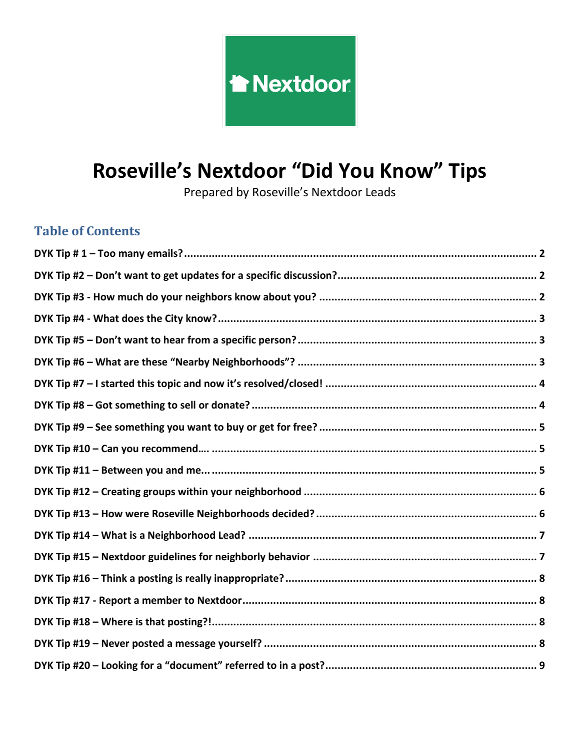# Roseville's Nextdoor "Did You Know" Tips

Prepared by Roseville's Nextdoor Leads

## Table of Contents

**DYK Tip # 1 – Too many emails?** ..... 2

**DYK Tip #2 – Don't want to get updates for a specific discussion?** ..... 2

**DYK Tip #3 - How much do your neighbors know about you?** ..... 2

**DYK Tip #4 - What does the City know?** ..... 3

**DYK Tip #5 – Don't want to hear from a specific person?** ..... 3

**DYK Tip #6 – What are these "Nearby Neighborhoods"?** ..... 3

**DYK Tip #7 – I started this topic and now it's resolved/closed!** ..... 4

**DYK Tip #8 – Got something to sell or donate?** ..... 4

**DYK Tip #9 – See something you want to buy or get for free?** ..... 5

**DYK Tip #10 – Can you recommend….** ..... 5

**DYK Tip #11 – Between you and me...** ..... 5

**DYK Tip #12 – Creating groups within your neighborhood** ..... 6

**DYK Tip #13 – How were Roseville Neighborhoods decided?** ..... 6

**DYK Tip #14 – What is a Neighborhood Lead?** ..... 7

**DYK Tip #15 – Nextdoor guidelines for neighborly behavior** ..... 7

**DYK Tip #16 – Think a posting is really inappropriate?** ..... 8

**DYK Tip #17 - Report a member to Nextdoor** ..... 8

**DYK Tip #18 – Where is that posting?!** ..... 8

**DYK Tip #19 – Never posted a message yourself?** ..... 8

**DYK Tip #20 – Looking for a "document" referred to in a post?** ..... 9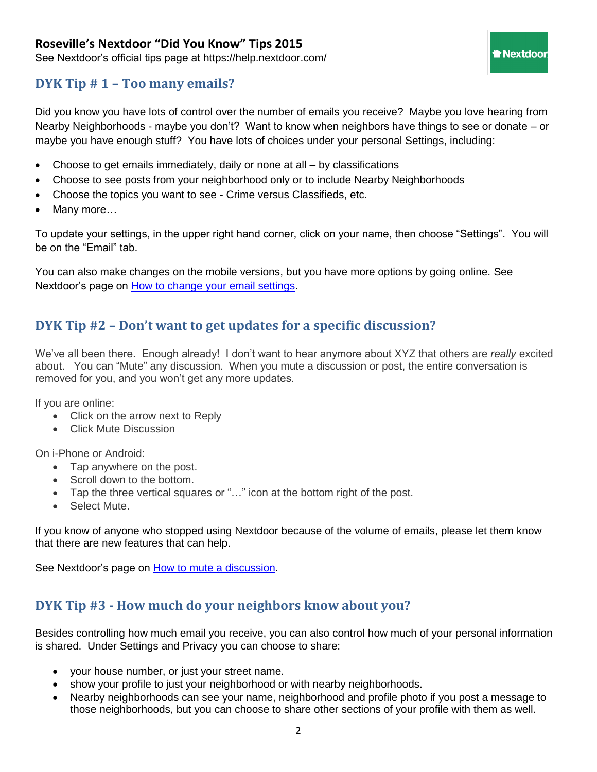**Roseville's Nextdoor "Did You Know" Tips 2015**

See Nextdoor's official tips page at https://help.nextdoor.com/

## DYK Tip # 1 – Too many emails?

Did you know you have lots of control over the number of emails you receive? Maybe you love hearing from Nearby Neighborhoods - maybe you don't? Want to know when neighbors have things to see or donate – or maybe you have enough stuff? You have lots of choices under your personal Settings, including:

- Choose to get emails immediately, daily or none at all – by classifications
- Choose to see posts from your neighborhood only or to include Nearby Neighborhoods
- Choose the topics you want to see - Crime versus Classifieds, etc.
- Many more…

To update your settings, in the upper right hand corner, click on your name, then choose "Settings". You will be on the "Email" tab.

You can also make changes on the mobile versions, but you have more options by going online. See Nextdoor's page on How to change your email settings.

## DYK Tip #2 – Don't want to get updates for a specific discussion?

We've all been there. Enough already! I don't want to hear anymore about XYZ that others are *really* excited about. You can "Mute" any discussion. When you mute a discussion or post, the entire conversation is removed for you, and you won't get any more updates.

If you are online:

- Click on the arrow next to Reply
- Click Mute Discussion

On i-Phone or Android:

- Tap anywhere on the post.
- Scroll down to the bottom.
- Tap the three vertical squares or "…" icon at the bottom right of the post.
- Select Mute.

If you know of anyone who stopped using Nextdoor because of the volume of emails, please let them know that there are new features that can help.

See Nextdoor's page on How to mute a discussion.

## DYK Tip #3 - How much do your neighbors know about you?

Besides controlling how much email you receive, you can also control how much of your personal information is shared. Under Settings and Privacy you can choose to share:

- your house number, or just your street name.
- show your profile to just your neighborhood or with nearby neighborhoods.
- Nearby neighborhoods can see your name, neighborhood and profile photo if you post a message to those neighborhoods, but you can choose to share other sections of your profile with them as well.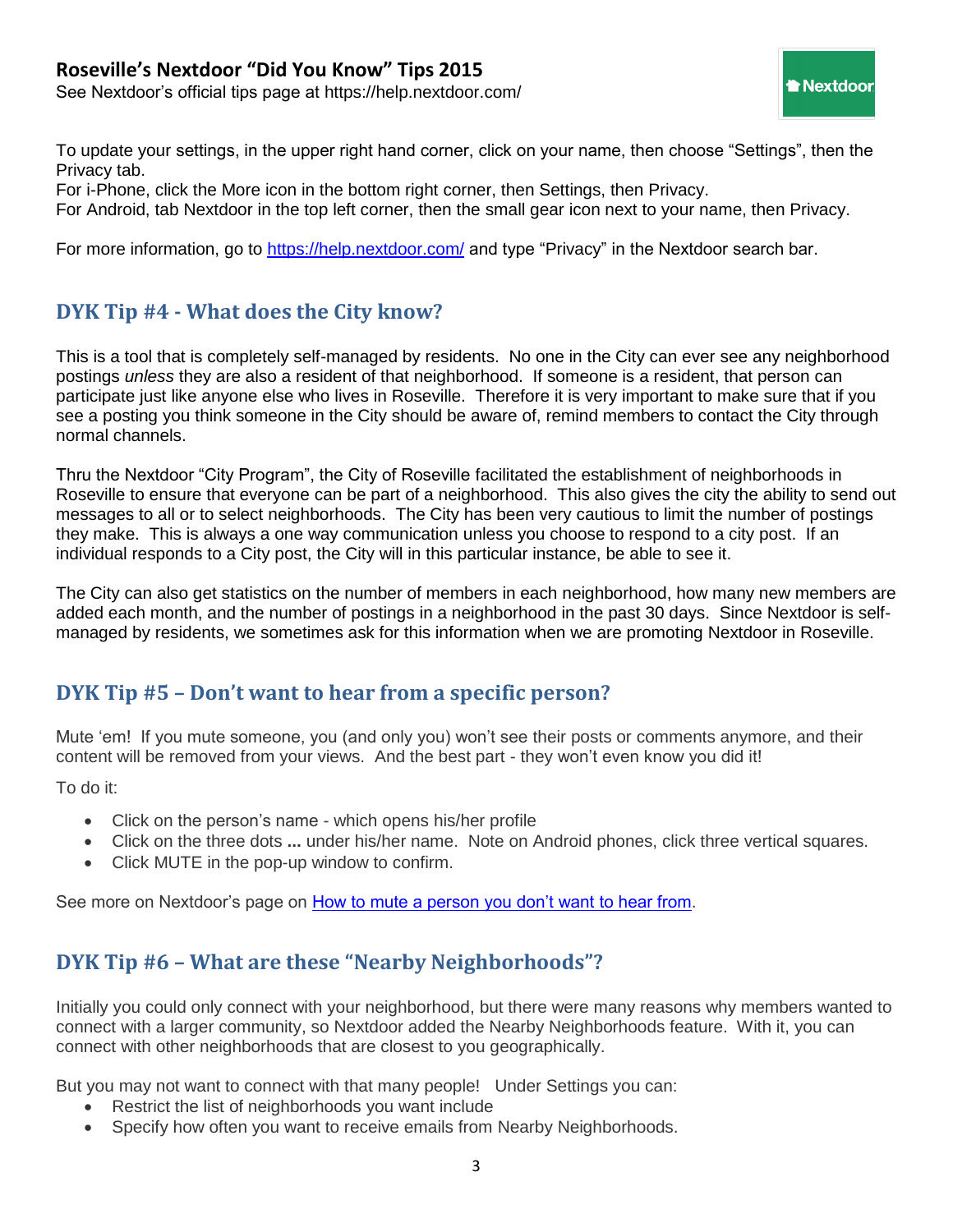To update your settings, in the upper right hand corner, click on your name, then choose "Settings", then the Privacy tab.
For i-Phone, click the More icon in the bottom right corner, then Settings, then Privacy.
For Android, tab Nextdoor in the top left corner, then the small gear icon next to your name, then Privacy.

For more information, go to https://help.nextdoor.com/ and type "Privacy" in the Nextdoor search bar.

## DYK Tip #4 - What does the City know?

This is a tool that is completely self-managed by residents. No one in the City can ever see any neighborhood postings *unless* they are also a resident of that neighborhood. If someone is a resident, that person can participate just like anyone else who lives in Roseville. Therefore it is very important to make sure that if you see a posting you think someone in the City should be aware of, remind members to contact the City through normal channels.

Thru the Nextdoor "City Program", the City of Roseville facilitated the establishment of neighborhoods in Roseville to ensure that everyone can be part of a neighborhood. This also gives the city the ability to send out messages to all or to select neighborhoods. The City has been very cautious to limit the number of postings they make. This is always a one way communication unless you choose to respond to a city post. If an individual responds to a City post, the City will in this particular instance, be able to see it.

The City can also get statistics on the number of members in each neighborhood, how many new members are added each month, and the number of postings in a neighborhood in the past 30 days. Since Nextdoor is self-managed by residents, we sometimes ask for this information when we are promoting Nextdoor in Roseville.

## DYK Tip #5 – Don't want to hear from a specific person?

Mute 'em! If you mute someone, you (and only you) won't see their posts or comments anymore, and their content will be removed from your views. And the best part - they won't even know you did it!

To do it:

- Click on the person's name - which opens his/her profile
- Click on the three dots **...** under his/her name. Note on Android phones, click three vertical squares.
- Click MUTE in the pop-up window to confirm.

See more on Nextdoor's page on How to mute a person you don't want to hear from.

## DYK Tip #6 – What are these "Nearby Neighborhoods"?

Initially you could only connect with your neighborhood, but there were many reasons why members wanted to connect with a larger community, so Nextdoor added the Nearby Neighborhoods feature. With it, you can connect with other neighborhoods that are closest to you geographically.

But you may not want to connect with that many people! Under Settings you can:

- Restrict the list of neighborhoods you want include
- Specify how often you want to receive emails from Nearby Neighborhoods.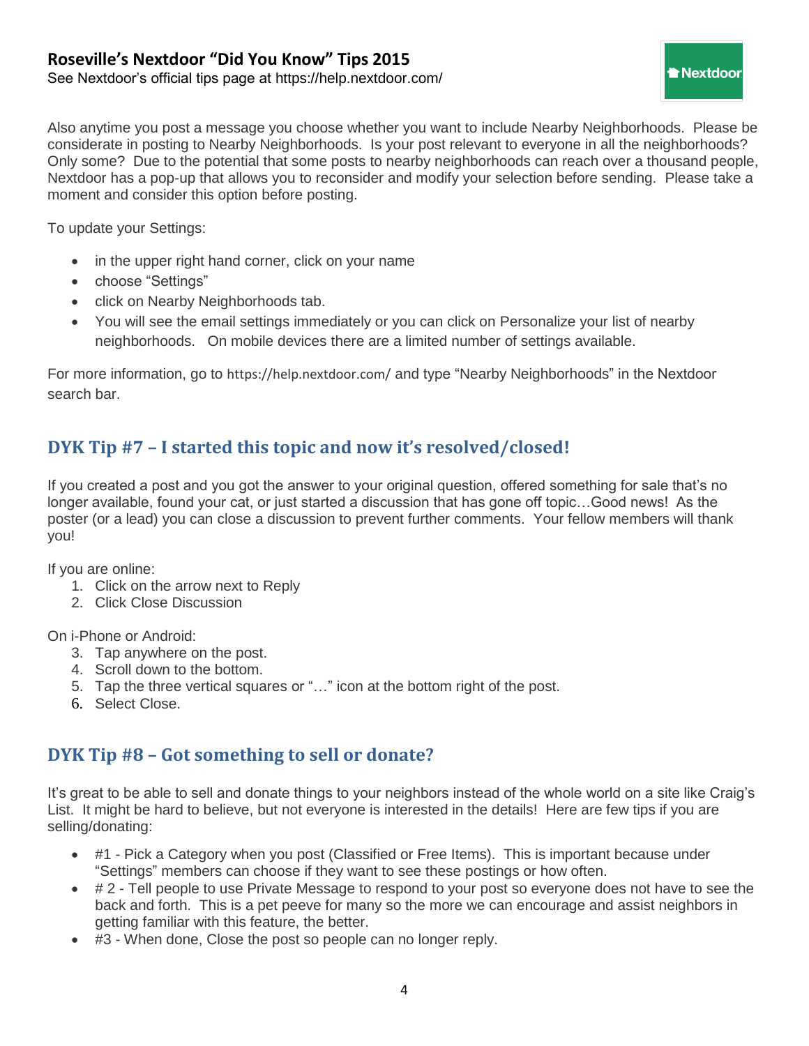Also anytime you post a message you choose whether you want to include Nearby Neighborhoods. Please be considerate in posting to Nearby Neighborhoods. Is your post relevant to everyone in all the neighborhoods? Only some? Due to the potential that some posts to nearby neighborhoods can reach over a thousand people, Nextdoor has a pop-up that allows you to reconsider and modify your selection before sending. Please take a moment and consider this option before posting.

To update your Settings:

- in the upper right hand corner, click on your name
- choose "Settings"
- click on Nearby Neighborhoods tab.
- You will see the email settings immediately or you can click on Personalize your list of nearby neighborhoods. On mobile devices there are a limited number of settings available.

For more information, go to https://help.nextdoor.com/ and type "Nearby Neighborhoods" in the Nextdoor search bar.

## DYK Tip #7 – I started this topic and now it's resolved/closed!

If you created a post and you got the answer to your original question, offered something for sale that's no longer available, found your cat, or just started a discussion that has gone off topic…Good news! As the poster (or a lead) you can close a discussion to prevent further comments. Your fellow members will thank you!

If you are online:

1. Click on the arrow next to Reply
2. Click Close Discussion

On i-Phone or Android:

3. Tap anywhere on the post.
4. Scroll down to the bottom.
5. Tap the three vertical squares or "…" icon at the bottom right of the post.
6. Select Close.

## DYK Tip #8 – Got something to sell or donate?

It's great to be able to sell and donate things to your neighbors instead of the whole world on a site like Craig's List. It might be hard to believe, but not everyone is interested in the details! Here are few tips if you are selling/donating:

- #1 - Pick a Category when you post (Classified or Free Items). This is important because under "Settings" members can choose if they want to see these postings or how often.
- # 2 - Tell people to use Private Message to respond to your post so everyone does not have to see the back and forth. This is a pet peeve for many so the more we can encourage and assist neighbors in getting familiar with this feature, the better.
- #3 - When done, Close the post so people can no longer reply.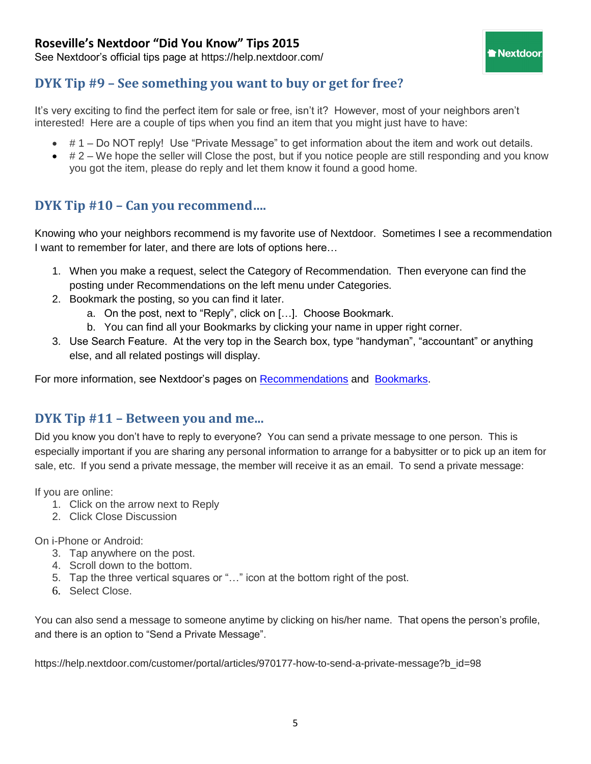**Roseville's Nextdoor "Did You Know" Tips 2015**

See Nextdoor's official tips page at https://help.nextdoor.com/

## DYK Tip #9 – See something you want to buy or get for free?

It's very exciting to find the perfect item for sale or free, isn't it? However, most of your neighbors aren't interested! Here are a couple of tips when you find an item that you might just have to have:

- # 1 – Do NOT reply! Use "Private Message" to get information about the item and work out details.
- # 2 – We hope the seller will Close the post, but if you notice people are still responding and you know you got the item, please do reply and let them know it found a good home.

## DYK Tip #10 – Can you recommend….

Knowing who your neighbors recommend is my favorite use of Nextdoor. Sometimes I see a recommendation I want to remember for later, and there are lots of options here…

1. When you make a request, select the Category of Recommendation. Then everyone can find the posting under Recommendations on the left menu under Categories.
2. Bookmark the posting, so you can find it later.
   a. On the post, next to "Reply", click on […]. Choose Bookmark.
   b. You can find all your Bookmarks by clicking your name in upper right corner.
3. Use Search Feature. At the very top in the Search box, type "handyman", "accountant" or anything else, and all related postings will display.

For more information, see Nextdoor's pages on Recommendations and Bookmarks.

## DYK Tip #11 – Between you and me...

Did you know you don't have to reply to everyone? You can send a private message to one person. This is especially important if you are sharing any personal information to arrange for a babysitter or to pick up an item for sale, etc. If you send a private message, the member will receive it as an email. To send a private message:

If you are online:

1. Click on the arrow next to Reply
2. Click Close Discussion

On i-Phone or Android:

3. Tap anywhere on the post.
4. Scroll down to the bottom.
5. Tap the three vertical squares or "…" icon at the bottom right of the post.
6. Select Close.

You can also send a message to someone anytime by clicking on his/her name. That opens the person's profile, and there is an option to "Send a Private Message".

https://help.nextdoor.com/customer/portal/articles/970177-how-to-send-a-private-message?b_id=98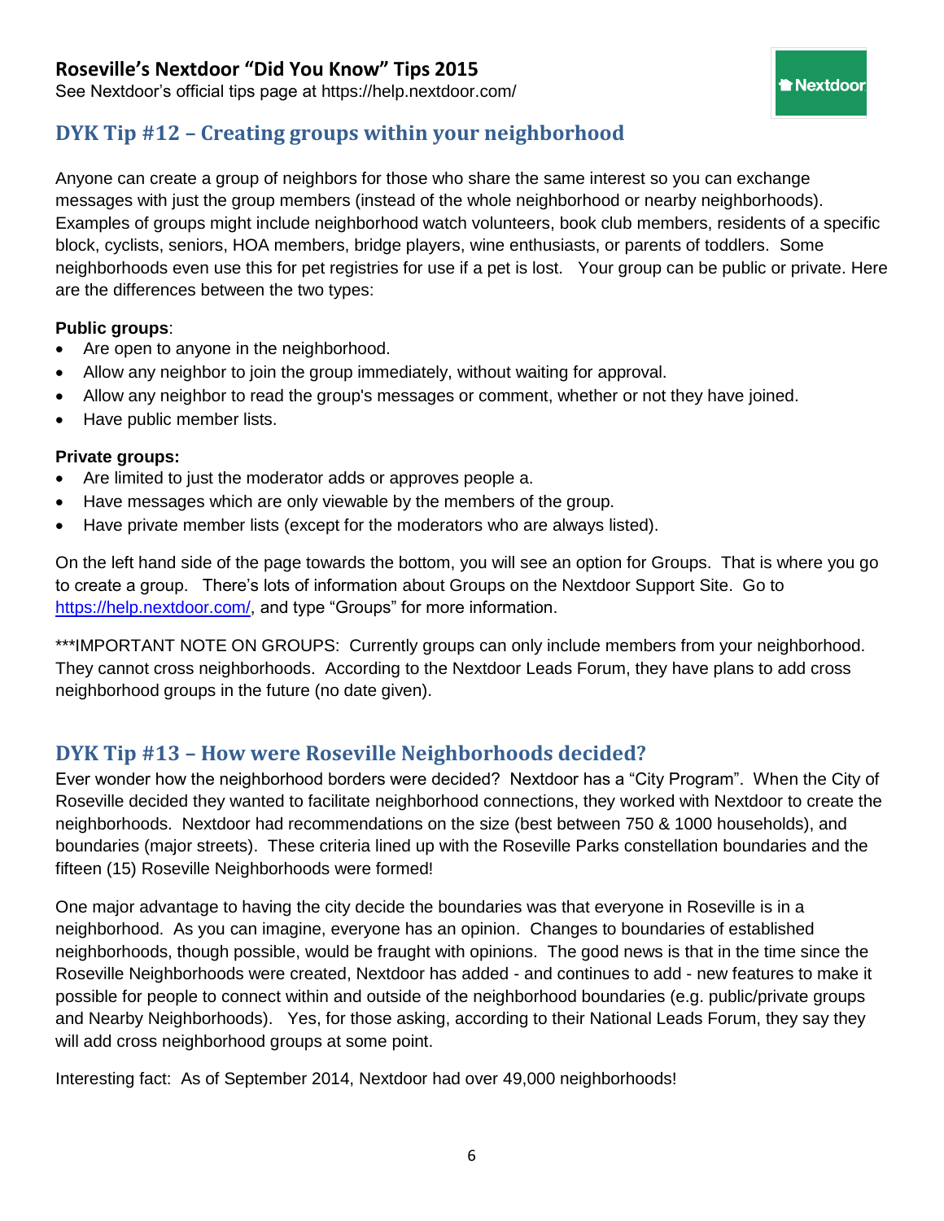## DYK Tip #12 – Creating groups within your neighborhood

Anyone can create a group of neighbors for those who share the same interest so you can exchange messages with just the group members (instead of the whole neighborhood or nearby neighborhoods). Examples of groups might include neighborhood watch volunteers, book club members, residents of a specific block, cyclists, seniors, HOA members, bridge players, wine enthusiasts, or parents of toddlers. Some neighborhoods even use this for pet registries for use if a pet is lost. Your group can be public or private. Here are the differences between the two types:

**Public groups**:

- Are open to anyone in the neighborhood.
- Allow any neighbor to join the group immediately, without waiting for approval.
- Allow any neighbor to read the group's messages or comment, whether or not they have joined.
- Have public member lists.

**Private groups:**

- Are limited to just the moderator adds or approves people a.
- Have messages which are only viewable by the members of the group.
- Have private member lists (except for the moderators who are always listed).

On the left hand side of the page towards the bottom, you will see an option for Groups. That is where you go to create a group. There's lots of information about Groups on the Nextdoor Support Site. Go to https://help.nextdoor.com/, and type "Groups" for more information.

***IMPORTANT NOTE ON GROUPS: Currently groups can only include members from your neighborhood. They cannot cross neighborhoods. According to the Nextdoor Leads Forum, they have plans to add cross neighborhood groups in the future (no date given).

## DYK Tip #13 – How were Roseville Neighborhoods decided?

Ever wonder how the neighborhood borders were decided? Nextdoor has a "City Program". When the City of Roseville decided they wanted to facilitate neighborhood connections, they worked with Nextdoor to create the neighborhoods. Nextdoor had recommendations on the size (best between 750 & 1000 households), and boundaries (major streets). These criteria lined up with the Roseville Parks constellation boundaries and the fifteen (15) Roseville Neighborhoods were formed!

One major advantage to having the city decide the boundaries was that everyone in Roseville is in a neighborhood. As you can imagine, everyone has an opinion. Changes to boundaries of established neighborhoods, though possible, would be fraught with opinions. The good news is that in the time since the Roseville Neighborhoods were created, Nextdoor has added - and continues to add - new features to make it possible for people to connect within and outside of the neighborhood boundaries (e.g. public/private groups and Nearby Neighborhoods). Yes, for those asking, according to their National Leads Forum, they say they will add cross neighborhood groups at some point.

Interesting fact: As of September 2014, Nextdoor had over 49,000 neighborhoods!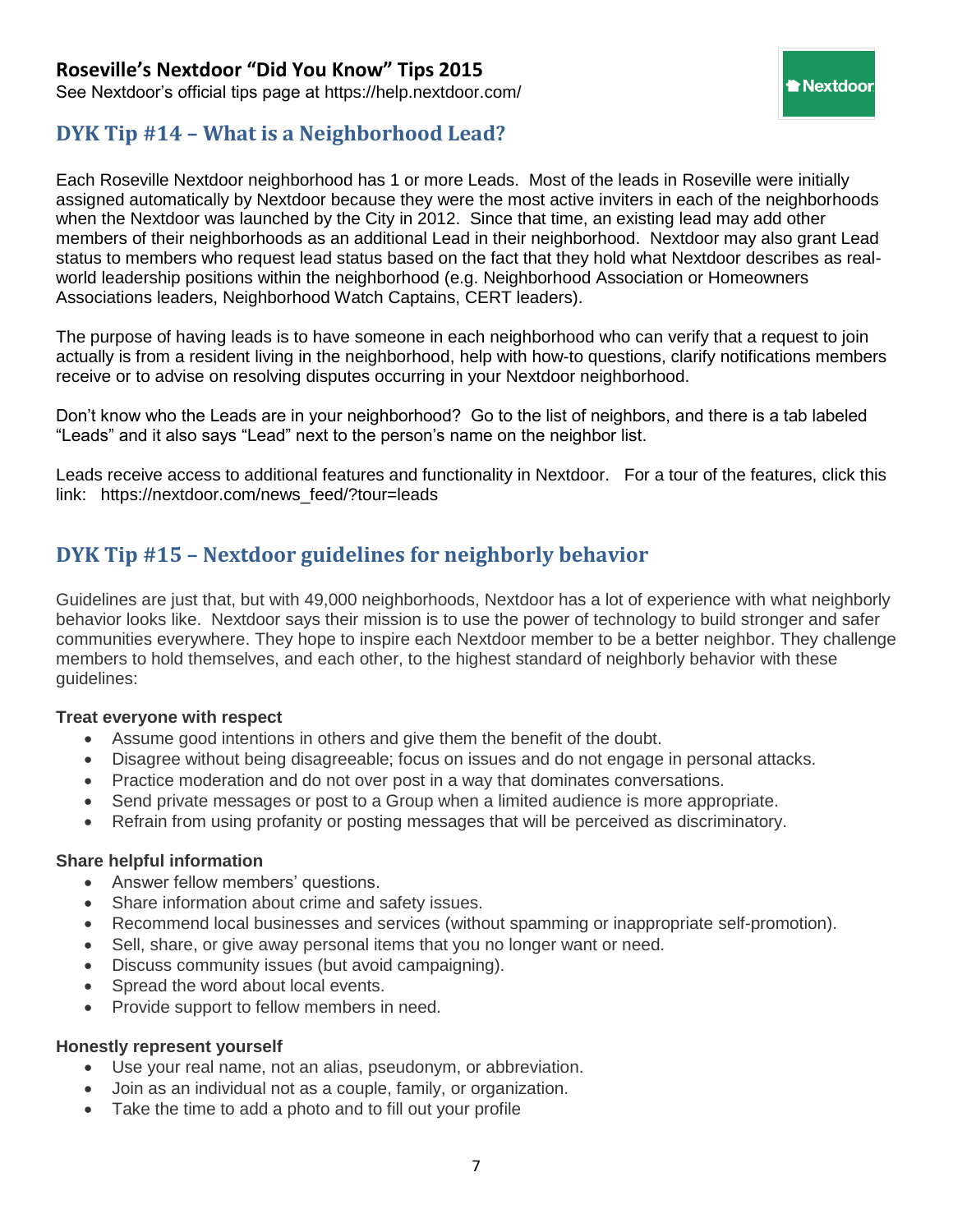**Roseville's Nextdoor "Did You Know" Tips 2015**

See Nextdoor's official tips page at https://help.nextdoor.com/

## DYK Tip #14 – What is a Neighborhood Lead?

Each Roseville Nextdoor neighborhood has 1 or more Leads. Most of the leads in Roseville were initially assigned automatically by Nextdoor because they were the most active inviters in each of the neighborhoods when the Nextdoor was launched by the City in 2012. Since that time, an existing lead may add other members of their neighborhoods as an additional Lead in their neighborhood. Nextdoor may also grant Lead status to members who request lead status based on the fact that they hold what Nextdoor describes as real-world leadership positions within the neighborhood (e.g. Neighborhood Association or Homeowners Associations leaders, Neighborhood Watch Captains, CERT leaders).

The purpose of having leads is to have someone in each neighborhood who can verify that a request to join actually is from a resident living in the neighborhood, help with how-to questions, clarify notifications members receive or to advise on resolving disputes occurring in your Nextdoor neighborhood.

Don't know who the Leads are in your neighborhood? Go to the list of neighbors, and there is a tab labeled "Leads" and it also says "Lead" next to the person's name on the neighbor list.

Leads receive access to additional features and functionality in Nextdoor. For a tour of the features, click this link: https://nextdoor.com/news_feed/?tour=leads

## DYK Tip #15 – Nextdoor guidelines for neighborly behavior

Guidelines are just that, but with 49,000 neighborhoods, Nextdoor has a lot of experience with what neighborly behavior looks like. Nextdoor says their mission is to use the power of technology to build stronger and safer communities everywhere. They hope to inspire each Nextdoor member to be a better neighbor. They challenge members to hold themselves, and each other, to the highest standard of neighborly behavior with these guidelines:

**Treat everyone with respect**

- Assume good intentions in others and give them the benefit of the doubt.
- Disagree without being disagreeable; focus on issues and do not engage in personal attacks.
- Practice moderation and do not over post in a way that dominates conversations.
- Send private messages or post to a Group when a limited audience is more appropriate.
- Refrain from using profanity or posting messages that will be perceived as discriminatory.

**Share helpful information**

- Answer fellow members' questions.
- Share information about crime and safety issues.
- Recommend local businesses and services (without spamming or inappropriate self-promotion).
- Sell, share, or give away personal items that you no longer want or need.
- Discuss community issues (but avoid campaigning).
- Spread the word about local events.
- Provide support to fellow members in need.

**Honestly represent yourself**

- Use your real name, not an alias, pseudonym, or abbreviation.
- Join as an individual not as a couple, family, or organization.
- Take the time to add a photo and to fill out your profile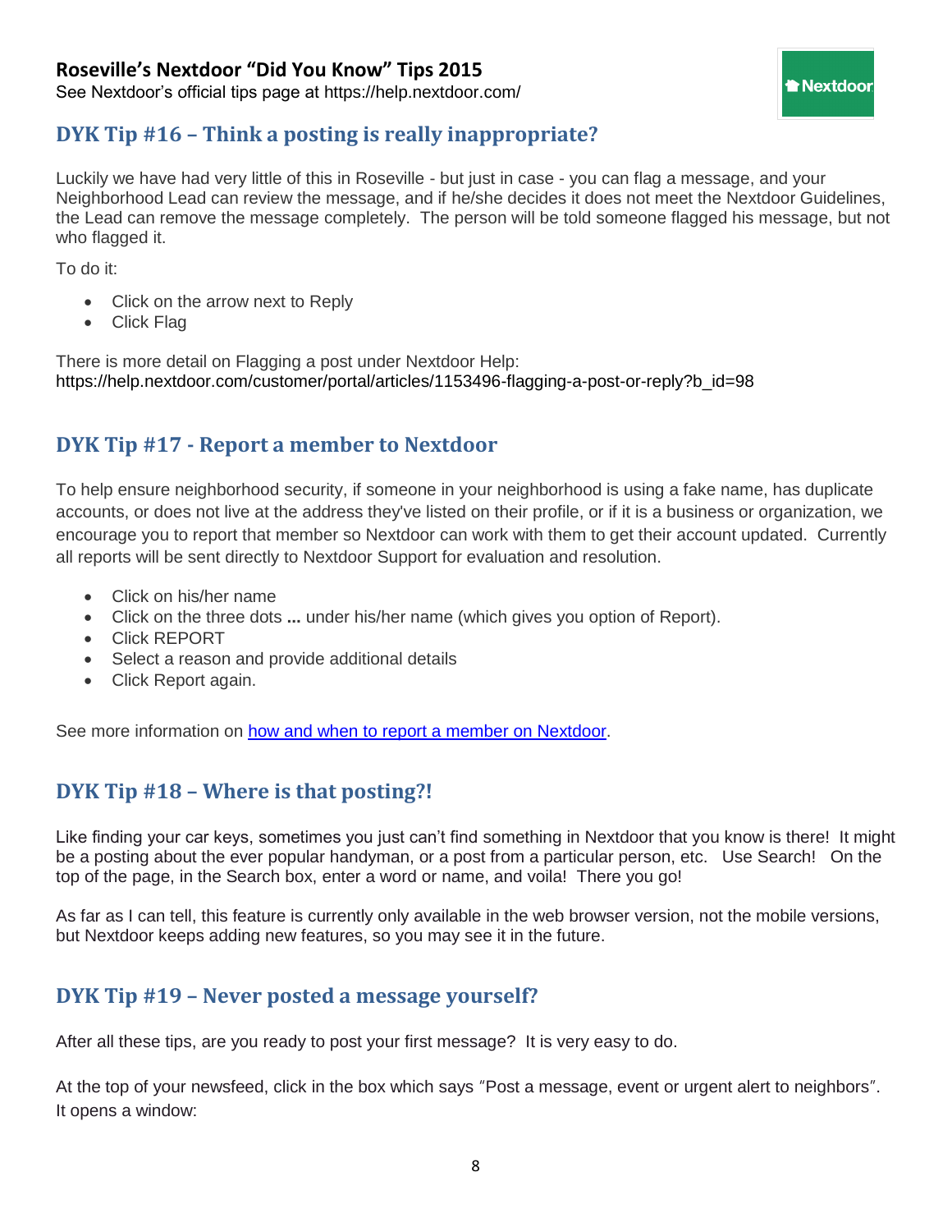# Roseville's Nextdoor "Did You Know" Tips 2015

See Nextdoor's official tips page at https://help.nextdoor.com/

## DYK Tip #16 – Think a posting is really inappropriate?

Luckily we have had very little of this in Roseville - but just in case - you can flag a message, and your Neighborhood Lead can review the message, and if he/she decides it does not meet the Nextdoor Guidelines, the Lead can remove the message completely. The person will be told someone flagged his message, but not who flagged it.

To do it:

- Click on the arrow next to Reply
- Click Flag

There is more detail on Flagging a post under Nextdoor Help:
https://help.nextdoor.com/customer/portal/articles/1153496-flagging-a-post-or-reply?b_id=98

## DYK Tip #17 - Report a member to Nextdoor

To help ensure neighborhood security, if someone in your neighborhood is using a fake name, has duplicate accounts, or does not live at the address they've listed on their profile, or if it is a business or organization, we encourage you to report that member so Nextdoor can work with them to get their account updated. Currently all reports will be sent directly to Nextdoor Support for evaluation and resolution.

- Click on his/her name
- Click on the three dots **...** under his/her name (which gives you option of Report).
- Click REPORT
- Select a reason and provide additional details
- Click Report again.

See more information on how and when to report a member on Nextdoor.

## DYK Tip #18 – Where is that posting?!

Like finding your car keys, sometimes you just can't find something in Nextdoor that you know is there! It might be a posting about the ever popular handyman, or a post from a particular person, etc. Use Search! On the top of the page, in the Search box, enter a word or name, and voila! There you go!

As far as I can tell, this feature is currently only available in the web browser version, not the mobile versions, but Nextdoor keeps adding new features, so you may see it in the future.

## DYK Tip #19 – Never posted a message yourself?

After all these tips, are you ready to post your first message? It is very easy to do.

At the top of your newsfeed, click in the box which says "Post a message, event or urgent alert to neighbors". It opens a window: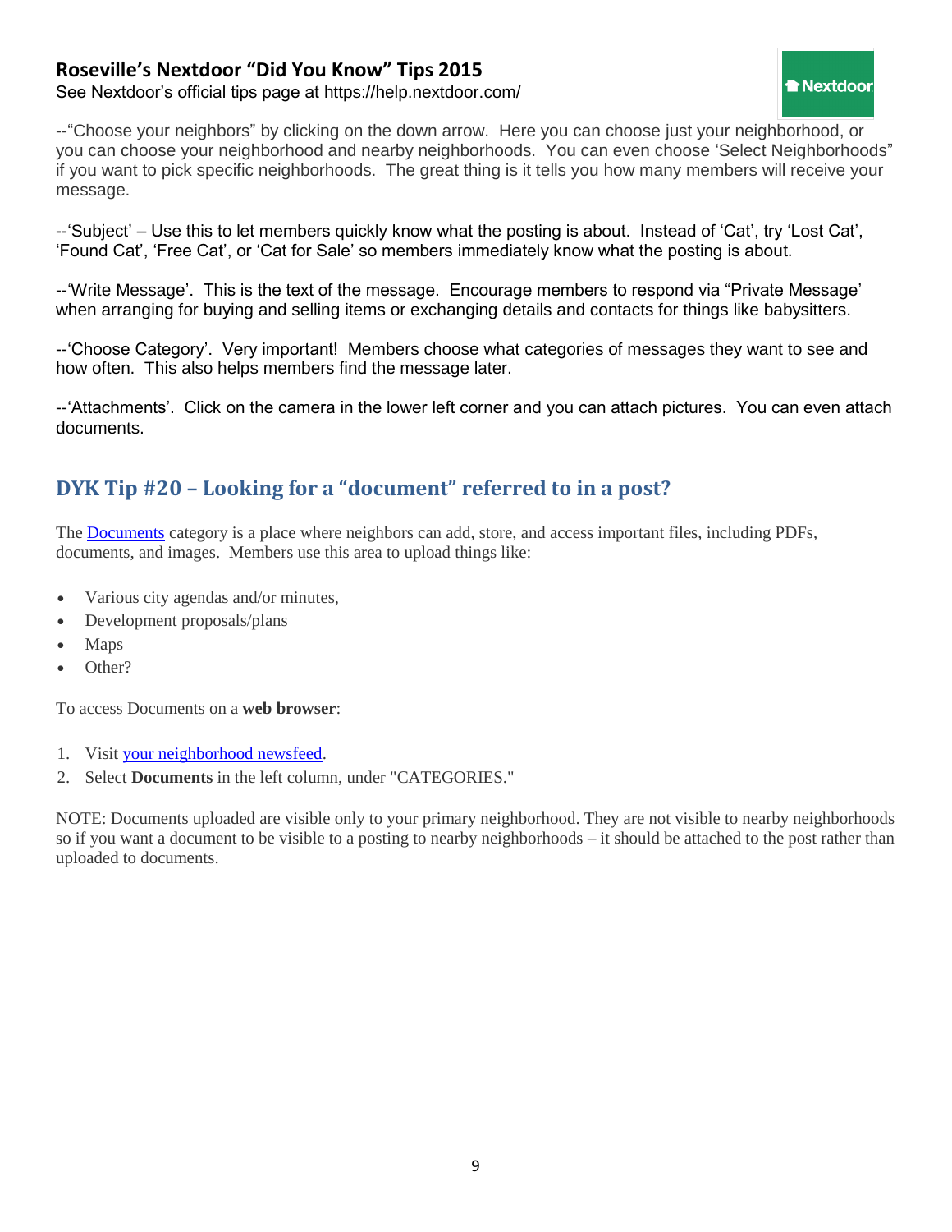--"Choose your neighbors" by clicking on the down arrow. Here you can choose just your neighborhood, or you can choose your neighborhood and nearby neighborhoods. You can even choose 'Select Neighborhoods" if you want to pick specific neighborhoods. The great thing is it tells you how many members will receive your message.

--'Subject' – Use this to let members quickly know what the posting is about. Instead of 'Cat', try 'Lost Cat', 'Found Cat', 'Free Cat', or 'Cat for Sale' so members immediately know what the posting is about.

--'Write Message'. This is the text of the message. Encourage members to respond via "Private Message' when arranging for buying and selling items or exchanging details and contacts for things like babysitters.

--'Choose Category'. Very important! Members choose what categories of messages they want to see and how often. This also helps members find the message later.

--'Attachments'. Click on the camera in the lower left corner and you can attach pictures. You can even attach documents.

## DYK Tip #20 – Looking for a "document" referred to in a post?

The Documents category is a place where neighbors can add, store, and access important files, including PDFs, documents, and images. Members use this area to upload things like:

- Various city agendas and/or minutes,
- Development proposals/plans
- Maps
- Other?

To access Documents on a **web browser**:

1. Visit your neighborhood newsfeed.
2. Select **Documents** in the left column, under "CATEGORIES."

NOTE: Documents uploaded are visible only to your primary neighborhood. They are not visible to nearby neighborhoods so if you want a document to be visible to a posting to nearby neighborhoods – it should be attached to the post rather than uploaded to documents.